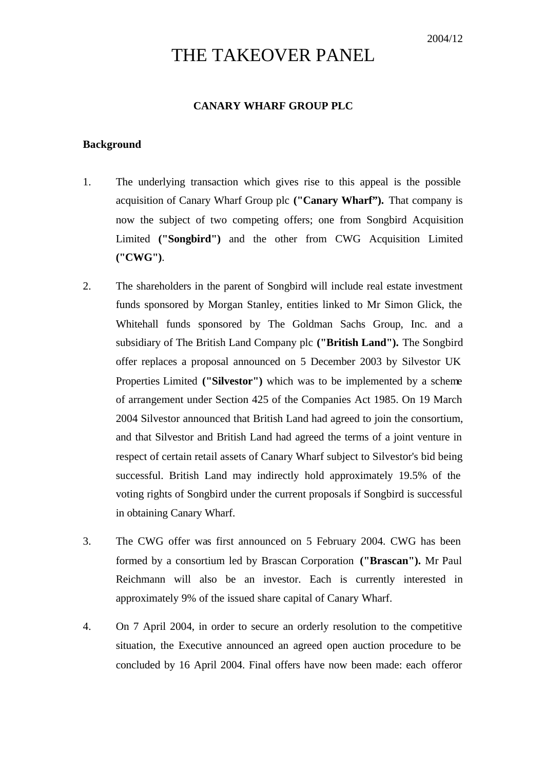2004/12

# THE TAKEOVER PANEL

## CANARY WHARF GROUP PLC

### Background

1. The underlying transaction which gives rise to this appeal is the possible acquisition of Canary Wharf Group plc **("Canary Wharf").** That company is now the subject of two competing offers; one from Songbird Acquisition Limited **("Songbird")** and the other from CWG Acquisition Limited **("CWG")**.

2. The shareholders in the parent of Songbird will include real estate investment funds sponsored by Morgan Stanley, entities linked to Mr Simon Glick, the Whitehall funds sponsored by The Goldman Sachs Group, Inc. and a subsidiary of The British Land Company plc **("British Land").** The Songbird offer replaces a proposal announced on 5 December 2003 by Silvestor UK Properties Limited **("Silvestor")** which was to be implemented by a scheme of arrangement under Section 425 of the Companies Act 1985. On 19 March 2004 Silvestor announced that British Land had agreed to join the consortium, and that Silvestor and British Land had agreed the terms of a joint venture in respect of certain retail assets of Canary Wharf subject to Silvestor's bid being successful. British Land may indirectly hold approximately 19.5% of the voting rights of Songbird under the current proposals if Songbird is successful in obtaining Canary Wharf.

3. The CWG offer was first announced on 5 February 2004. CWG has been formed by a consortium led by Brascan Corporation **("Brascan").** Mr Paul Reichmann will also be an investor. Each is currently interested in approximately 9% of the issued share capital of Canary Wharf.

4. On 7 April 2004, in order to secure an orderly resolution to the competitive situation, the Executive announced an agreed open auction procedure to be concluded by 16 April 2004. Final offers have now been made: each offeror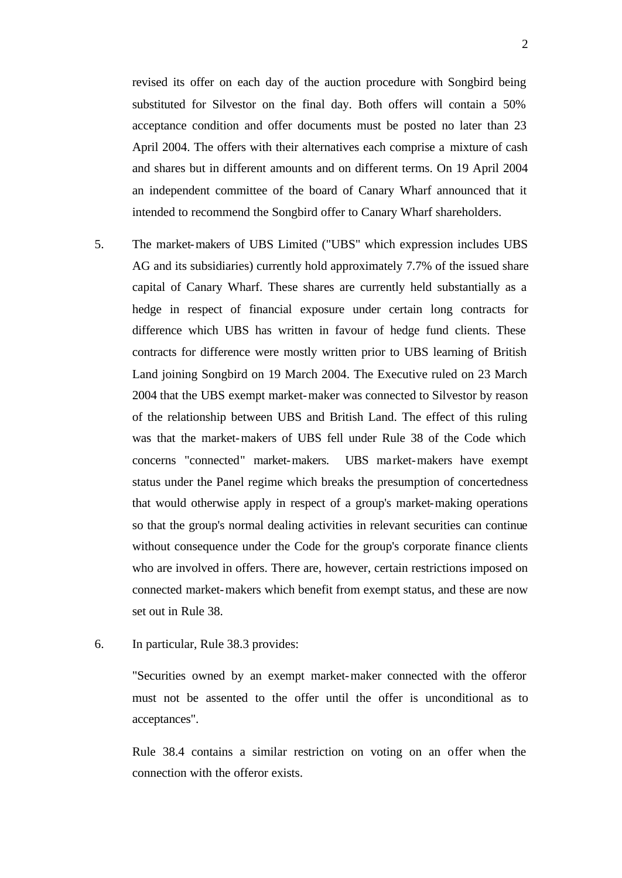revised its offer on each day of the auction procedure with Songbird being substituted for Silvestor on the final day. Both offers will contain a 50% acceptance condition and offer documents must be posted no later than 23 April 2004. The offers with their alternatives each comprise a mixture of cash and shares but in different amounts and on different terms. On 19 April 2004 an independent committee of the board of Canary Wharf announced that it intended to recommend the Songbird offer to Canary Wharf shareholders.

5. The market-makers of UBS Limited ("UBS" which expression includes UBS AG and its subsidiaries) currently hold approximately 7.7% of the issued share capital of Canary Wharf. These shares are currently held substantially as a hedge in respect of financial exposure under certain long contracts for difference which UBS has written in favour of hedge fund clients. These contracts for difference were mostly written prior to UBS learning of British Land joining Songbird on 19 March 2004. The Executive ruled on 23 March 2004 that the UBS exempt market-maker was connected to Silvestor by reason of the relationship between UBS and British Land. The effect of this ruling was that the market-makers of UBS fell under Rule 38 of the Code which concerns "connected" market-makers. UBS market-makers have exempt status under the Panel regime which breaks the presumption of concertedness that would otherwise apply in respect of a group's market-making operations so that the group's normal dealing activities in relevant securities can continue without consequence under the Code for the group's corporate finance clients who are involved in offers. There are, however, certain restrictions imposed on connected market-makers which benefit from exempt status, and these are now set out in Rule 38.

6. In particular, Rule 38.3 provides:

   "Securities owned by an exempt market-maker connected with the offeror must not be assented to the offer until the offer is unconditional as to acceptances".

   Rule 38.4 contains a similar restriction on voting on an offer when the connection with the offeror exists.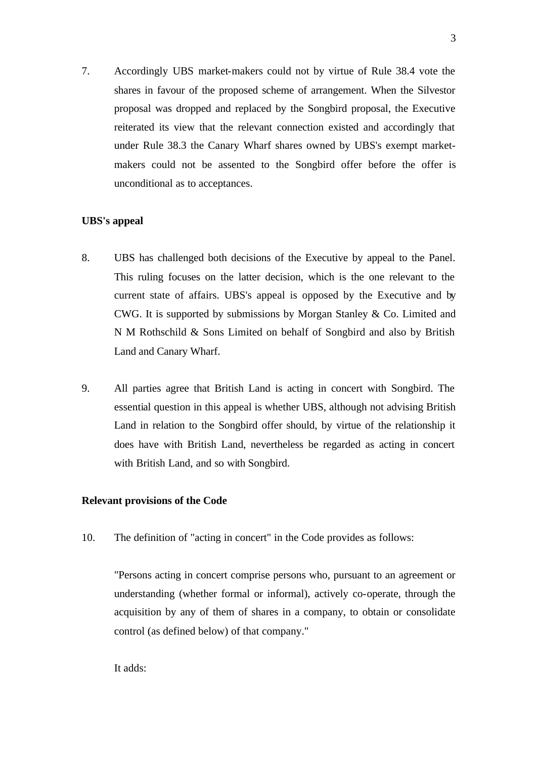7. Accordingly UBS market-makers could not by virtue of Rule 38.4 vote the shares in favour of the proposed scheme of arrangement. When the Silvestor proposal was dropped and replaced by the Songbird proposal, the Executive reiterated its view that the relevant connection existed and accordingly that under Rule 38.3 the Canary Wharf shares owned by UBS's exempt market-makers could not be assented to the Songbird offer before the offer is unconditional as to acceptances.

**UBS's appeal**

8. UBS has challenged both decisions of the Executive by appeal to the Panel. This ruling focuses on the latter decision, which is the one relevant to the current state of affairs. UBS's appeal is opposed by the Executive and by CWG. It is supported by submissions by Morgan Stanley & Co. Limited and N M Rothschild & Sons Limited on behalf of Songbird and also by British Land and Canary Wharf.

9. All parties agree that British Land is acting in concert with Songbird. The essential question in this appeal is whether UBS, although not advising British Land in relation to the Songbird offer should, by virtue of the relationship it does have with British Land, nevertheless be regarded as acting in concert with British Land, and so with Songbird.

**Relevant provisions of the Code**

10. The definition of "acting in concert" in the Code provides as follows:

"Persons acting in concert comprise persons who, pursuant to an agreement or understanding (whether formal or informal), actively co-operate, through the acquisition by any of them of shares in a company, to obtain or consolidate control (as defined below) of that company."

It adds: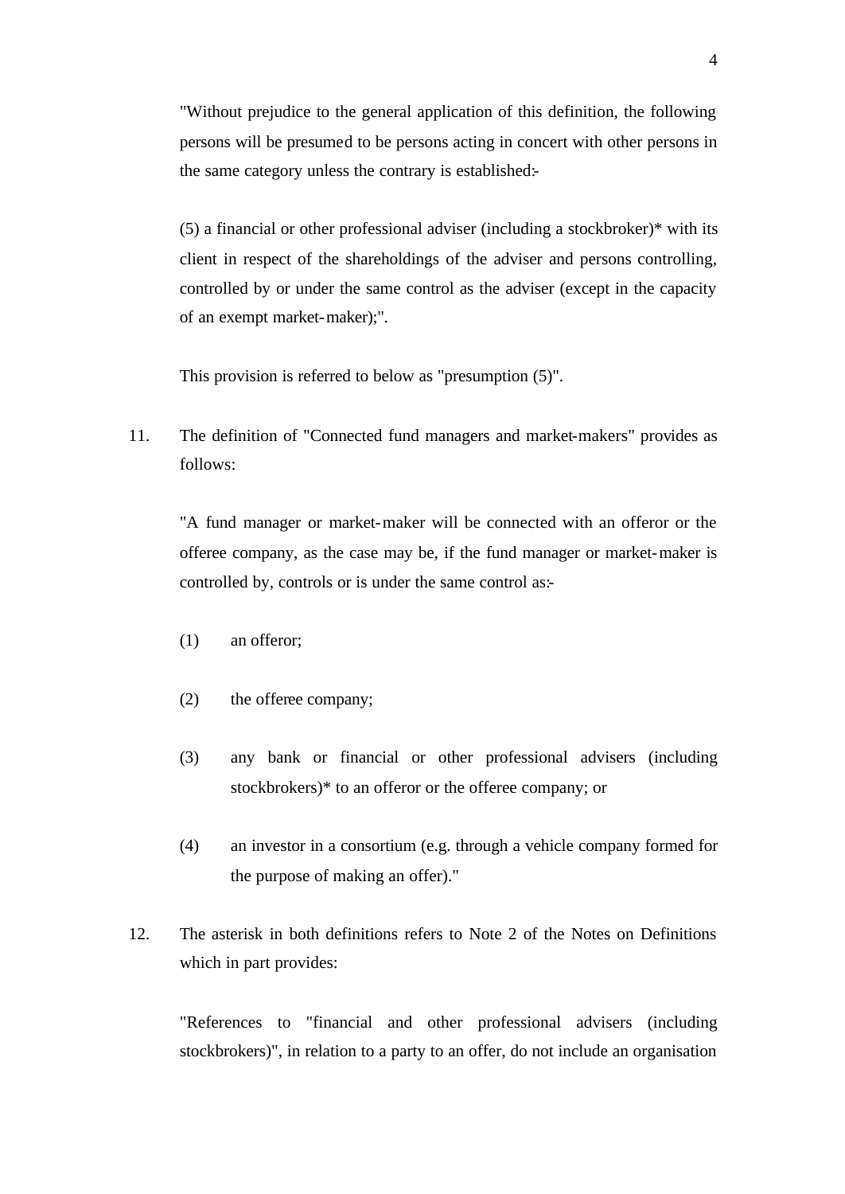"Without prejudice to the general application of this definition, the following persons will be presumed to be persons acting in concert with other persons in the same category unless the contrary is established:-

(5) a financial or other professional adviser (including a stockbroker)* with its client in respect of the shareholdings of the adviser and persons controlling, controlled by or under the same control as the adviser (except in the capacity of an exempt market-maker);".

This provision is referred to below as "presumption (5)".

11. The definition of "Connected fund managers and market-makers" provides as follows:

"A fund manager or market-maker will be connected with an offeror or the offeree company, as the case may be, if the fund manager or market-maker is controlled by, controls or is under the same control as:-

(1) an offeror;

(2) the offeree company;

(3) any bank or financial or other professional advisers (including stockbrokers)* to an offeror or the offeree company; or

(4) an investor in a consortium (e.g. through a vehicle company formed for the purpose of making an offer)."

12. The asterisk in both definitions refers to Note 2 of the Notes on Definitions which in part provides:

"References to "financial and other professional advisers (including stockbrokers)", in relation to a party to an offer, do not include an organisation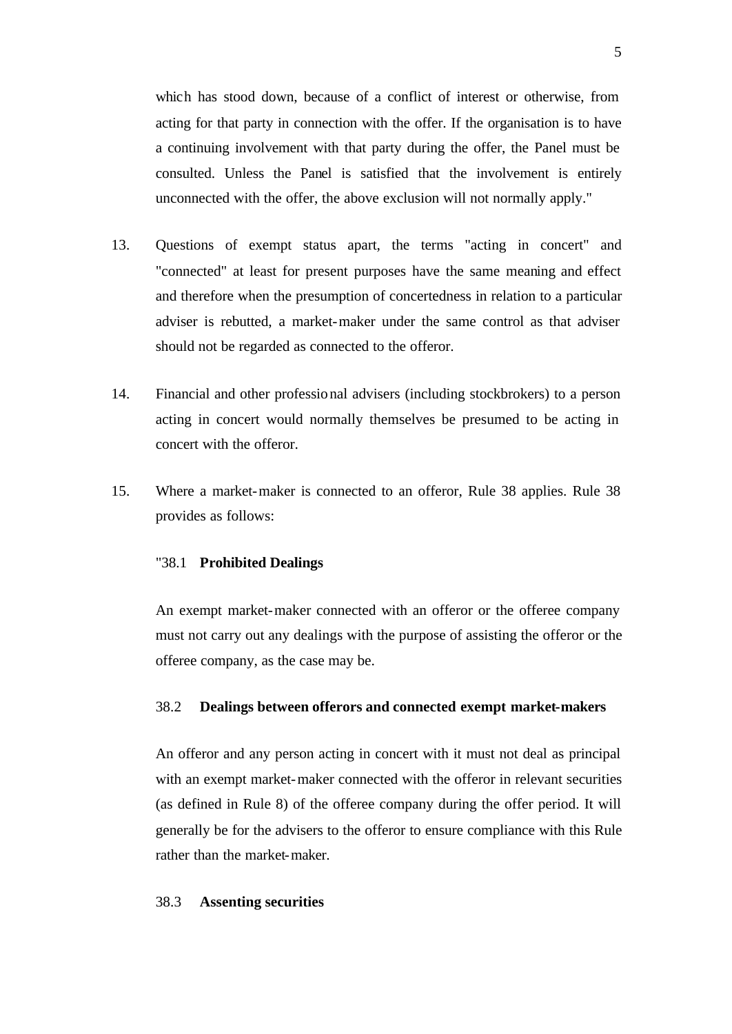which has stood down, because of a conflict of interest or otherwise, from acting for that party in connection with the offer. If the organisation is to have a continuing involvement with that party during the offer, the Panel must be consulted. Unless the Panel is satisfied that the involvement is entirely unconnected with the offer, the above exclusion will not normally apply."

13. Questions of exempt status apart, the terms "acting in concert" and "connected" at least for present purposes have the same meaning and effect and therefore when the presumption of concertedness in relation to a particular adviser is rebutted, a market-maker under the same control as that adviser should not be regarded as connected to the offeror.

14. Financial and other professional advisers (including stockbrokers) to a person acting in concert would normally themselves be presumed to be acting in concert with the offeror.

15. Where a market-maker is connected to an offeror, Rule 38 applies. Rule 38 provides as follows:

"38.1 **Prohibited Dealings**

An exempt market-maker connected with an offeror or the offeree company must not carry out any dealings with the purpose of assisting the offeror or the offeree company, as the case may be.

38.2 **Dealings between offerors and connected exempt market-makers**

An offeror and any person acting in concert with it must not deal as principal with an exempt market-maker connected with the offeror in relevant securities (as defined in Rule 8) of the offeree company during the offer period. It will generally be for the advisers to the offeror to ensure compliance with this Rule rather than the market-maker.

38.3 **Assenting securities**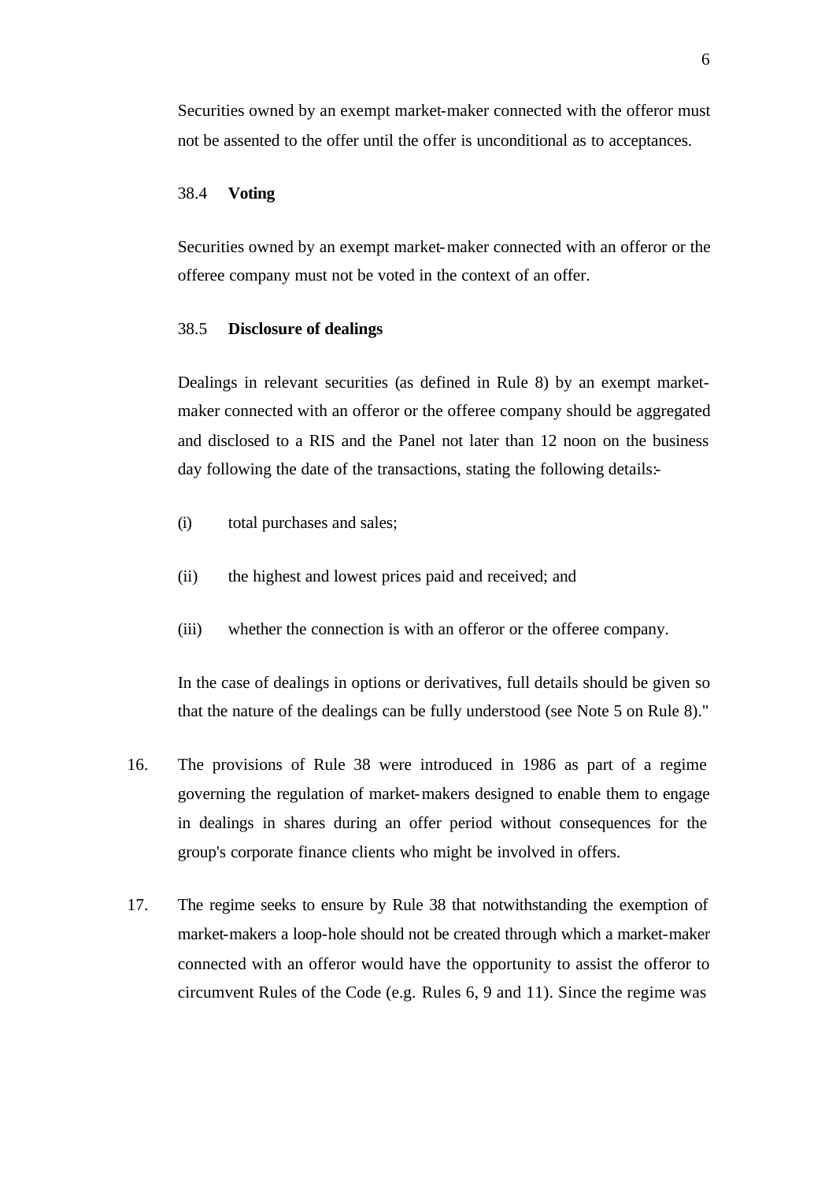Securities owned by an exempt market-maker connected with the offeror must not be assented to the offer until the offer is unconditional as to acceptances.

38.4 **Voting**

Securities owned by an exempt market-maker connected with an offeror or the offeree company must not be voted in the context of an offer.

38.5 **Disclosure of dealings**

Dealings in relevant securities (as defined in Rule 8) by an exempt market-maker connected with an offeror or the offeree company should be aggregated and disclosed to a RIS and the Panel not later than 12 noon on the business day following the date of the transactions, stating the following details:-

(i) total purchases and sales;

(ii) the highest and lowest prices paid and received; and

(iii) whether the connection is with an offeror or the offeree company.

In the case of dealings in options or derivatives, full details should be given so that the nature of the dealings can be fully understood (see Note 5 on Rule 8)."

16. The provisions of Rule 38 were introduced in 1986 as part of a regime governing the regulation of market-makers designed to enable them to engage in dealings in shares during an offer period without consequences for the group's corporate finance clients who might be involved in offers.

17. The regime seeks to ensure by Rule 38 that notwithstanding the exemption of market-makers a loop-hole should not be created through which a market-maker connected with an offeror would have the opportunity to assist the offeror to circumvent Rules of the Code (e.g. Rules 6, 9 and 11). Since the regime was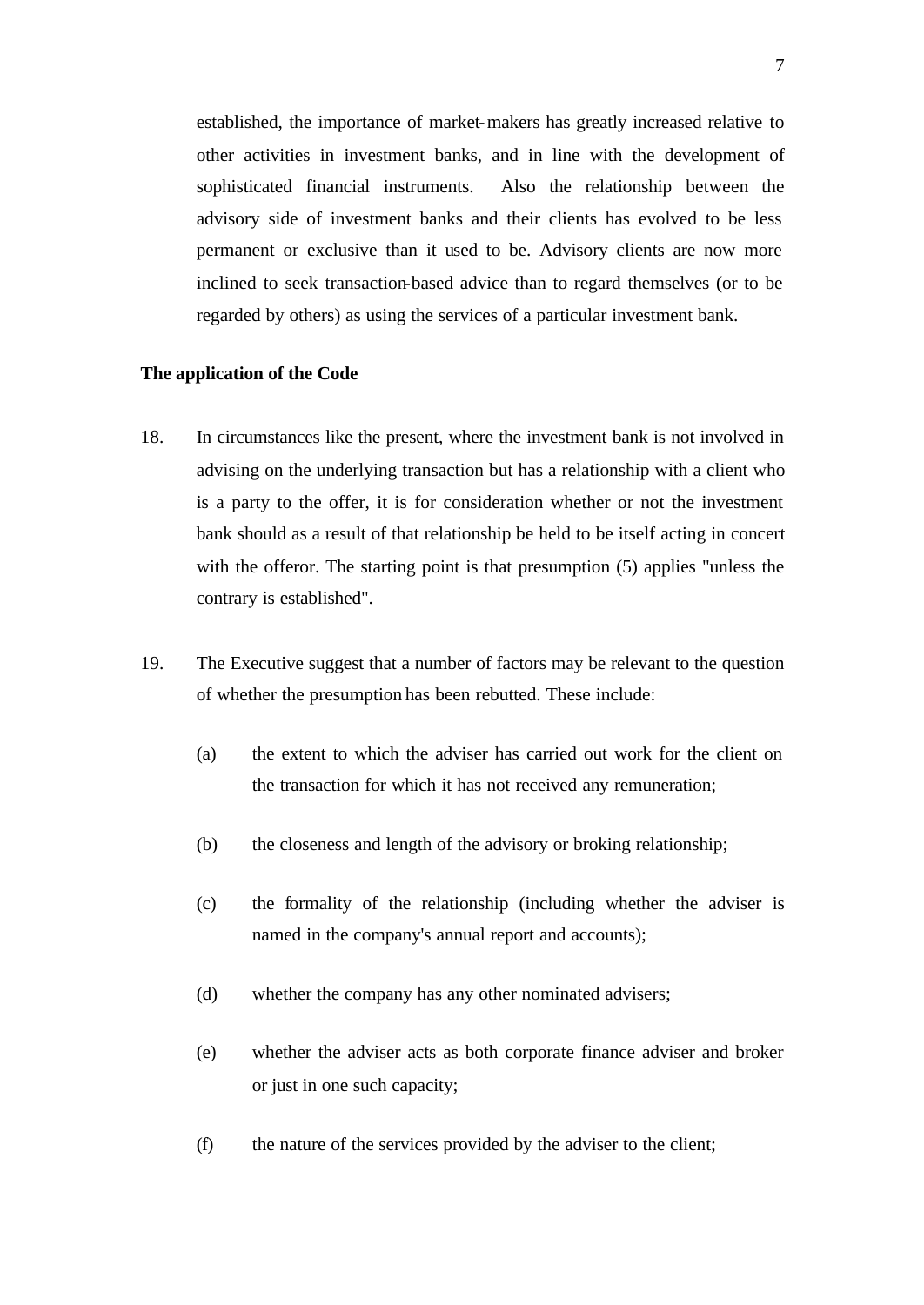established, the importance of market-makers has greatly increased relative to other activities in investment banks, and in line with the development of sophisticated financial instruments. Also the relationship between the advisory side of investment banks and their clients has evolved to be less permanent or exclusive than it used to be. Advisory clients are now more inclined to seek transaction-based advice than to regard themselves (or to be regarded by others) as using the services of a particular investment bank.

**The application of the Code**

18. In circumstances like the present, where the investment bank is not involved in advising on the underlying transaction but has a relationship with a client who is a party to the offer, it is for consideration whether or not the investment bank should as a result of that relationship be held to be itself acting in concert with the offeror. The starting point is that presumption (5) applies "unless the contrary is established".

19. The Executive suggest that a number of factors may be relevant to the question of whether the presumption has been rebutted. These include:

    (a) the extent to which the adviser has carried out work for the client on the transaction for which it has not received any remuneration;

    (b) the closeness and length of the advisory or broking relationship;

    (c) the formality of the relationship (including whether the adviser is named in the company's annual report and accounts);

    (d) whether the company has any other nominated advisers;

    (e) whether the adviser acts as both corporate finance adviser and broker or just in one such capacity;

    (f) the nature of the services provided by the adviser to the client;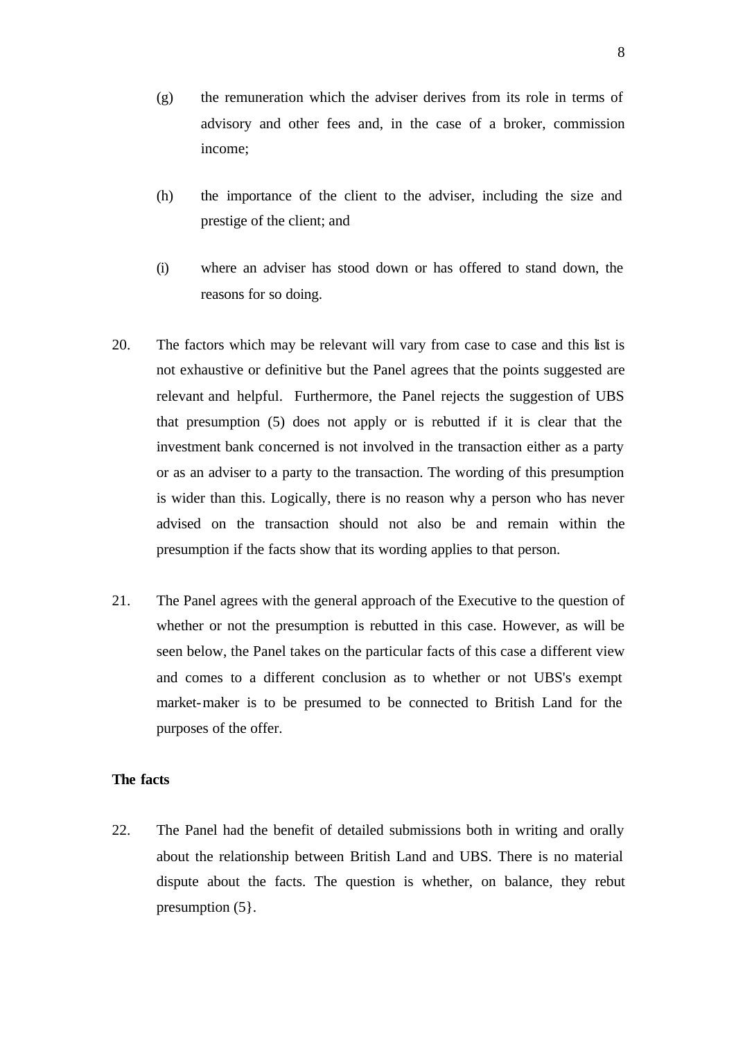(g) the remuneration which the adviser derives from its role in terms of advisory and other fees and, in the case of a broker, commission income;

(h) the importance of the client to the adviser, including the size and prestige of the client; and

(i) where an adviser has stood down or has offered to stand down, the reasons for so doing.

20. The factors which may be relevant will vary from case to case and this list is not exhaustive or definitive but the Panel agrees that the points suggested are relevant and helpful. Furthermore, the Panel rejects the suggestion of UBS that presumption (5) does not apply or is rebutted if it is clear that the investment bank concerned is not involved in the transaction either as a party or as an adviser to a party to the transaction. The wording of this presumption is wider than this. Logically, there is no reason why a person who has never advised on the transaction should not also be and remain within the presumption if the facts show that its wording applies to that person.

21. The Panel agrees with the general approach of the Executive to the question of whether or not the presumption is rebutted in this case. However, as will be seen below, the Panel takes on the particular facts of this case a different view and comes to a different conclusion as to whether or not UBS's exempt market-maker is to be presumed to be connected to British Land for the purposes of the offer.

**The facts**

22. The Panel had the benefit of detailed submissions both in writing and orally about the relationship between British Land and UBS. There is no material dispute about the facts. The question is whether, on balance, they rebut presumption (5}.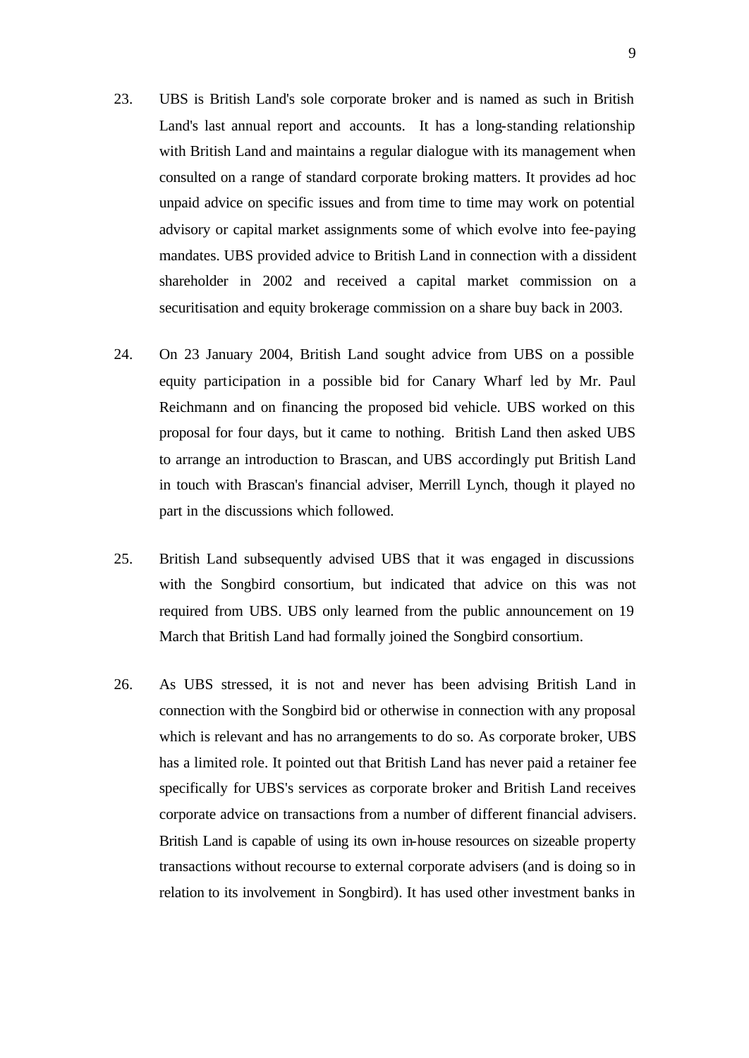23. UBS is British Land's sole corporate broker and is named as such in British Land's last annual report and accounts. It has a long-standing relationship with British Land and maintains a regular dialogue with its management when consulted on a range of standard corporate broking matters. It provides ad hoc unpaid advice on specific issues and from time to time may work on potential advisory or capital market assignments some of which evolve into fee-paying mandates. UBS provided advice to British Land in connection with a dissident shareholder in 2002 and received a capital market commission on a securitisation and equity brokerage commission on a share buy back in 2003.

24. On 23 January 2004, British Land sought advice from UBS on a possible equity participation in a possible bid for Canary Wharf led by Mr. Paul Reichmann and on financing the proposed bid vehicle. UBS worked on this proposal for four days, but it came to nothing. British Land then asked UBS to arrange an introduction to Brascan, and UBS accordingly put British Land in touch with Brascan's financial adviser, Merrill Lynch, though it played no part in the discussions which followed.

25. British Land subsequently advised UBS that it was engaged in discussions with the Songbird consortium, but indicated that advice on this was not required from UBS. UBS only learned from the public announcement on 19 March that British Land had formally joined the Songbird consortium.

26. As UBS stressed, it is not and never has been advising British Land in connection with the Songbird bid or otherwise in connection with any proposal which is relevant and has no arrangements to do so. As corporate broker, UBS has a limited role. It pointed out that British Land has never paid a retainer fee specifically for UBS's services as corporate broker and British Land receives corporate advice on transactions from a number of different financial advisers. British Land is capable of using its own in-house resources on sizeable property transactions without recourse to external corporate advisers (and is doing so in relation to its involvement in Songbird). It has used other investment banks in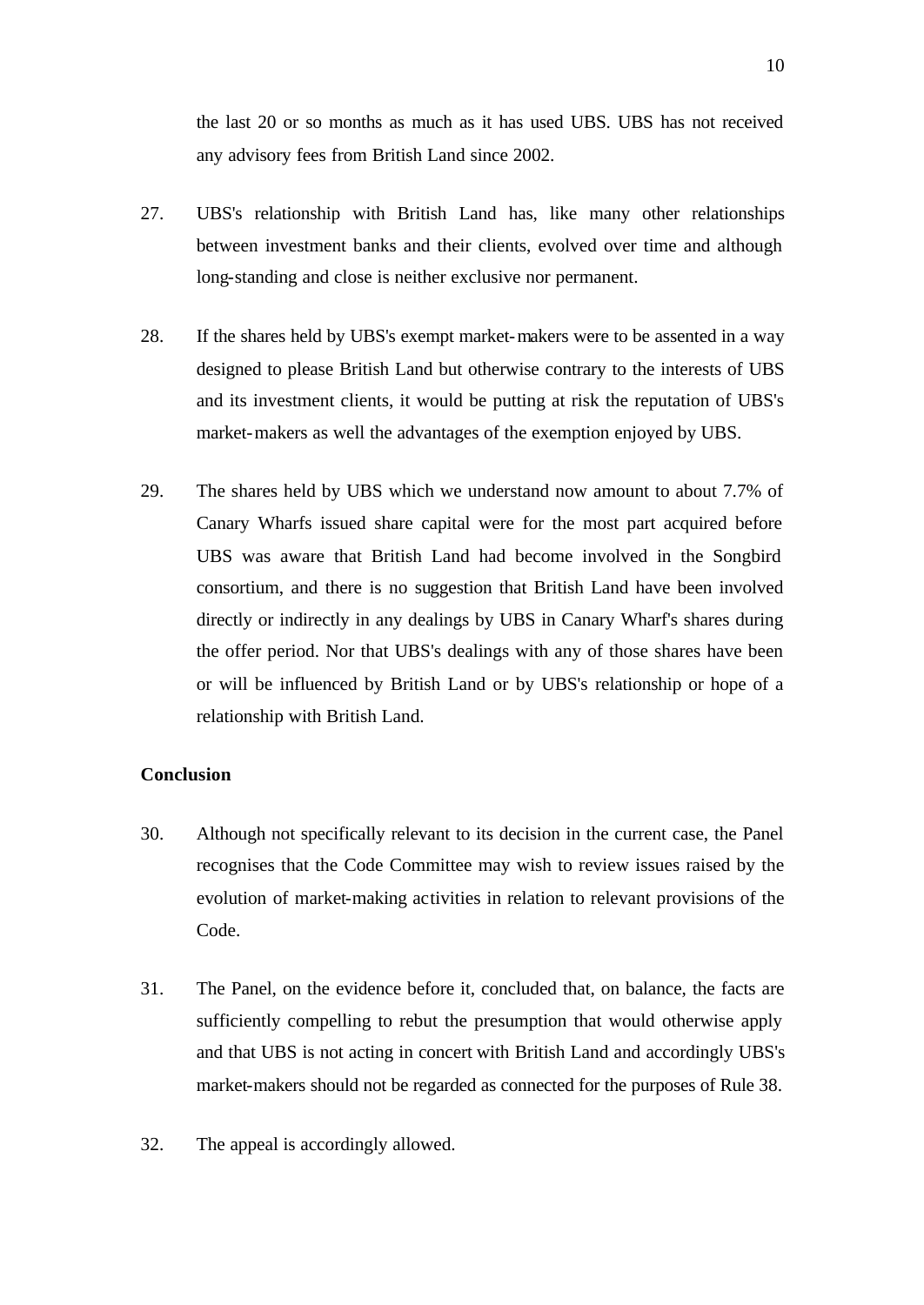the last 20 or so months as much as it has used UBS. UBS has not received any advisory fees from British Land since 2002.

27. UBS's relationship with British Land has, like many other relationships between investment banks and their clients, evolved over time and although long-standing and close is neither exclusive nor permanent.

28. If the shares held by UBS's exempt market-makers were to be assented in a way designed to please British Land but otherwise contrary to the interests of UBS and its investment clients, it would be putting at risk the reputation of UBS's market-makers as well the advantages of the exemption enjoyed by UBS.

29. The shares held by UBS which we understand now amount to about 7.7% of Canary Wharfs issued share capital were for the most part acquired before UBS was aware that British Land had become involved in the Songbird consortium, and there is no suggestion that British Land have been involved directly or indirectly in any dealings by UBS in Canary Wharf's shares during the offer period. Nor that UBS's dealings with any of those shares have been or will be influenced by British Land or by UBS's relationship or hope of a relationship with British Land.

**Conclusion**

30. Although not specifically relevant to its decision in the current case, the Panel recognises that the Code Committee may wish to review issues raised by the evolution of market-making activities in relation to relevant provisions of the Code.

31. The Panel, on the evidence before it, concluded that, on balance, the facts are sufficiently compelling to rebut the presumption that would otherwise apply and that UBS is not acting in concert with British Land and accordingly UBS's market-makers should not be regarded as connected for the purposes of Rule 38.

32. The appeal is accordingly allowed.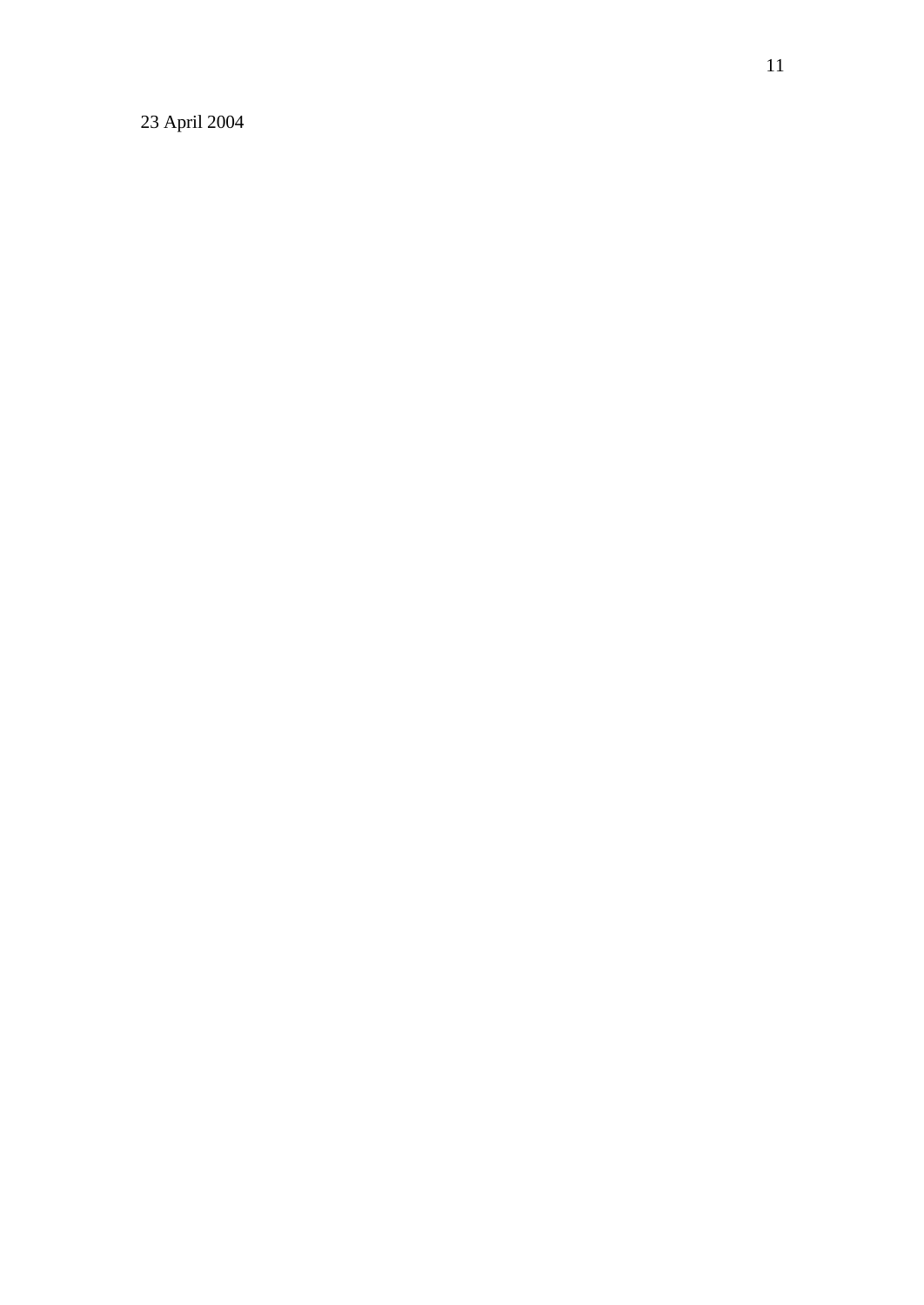23 April 2004